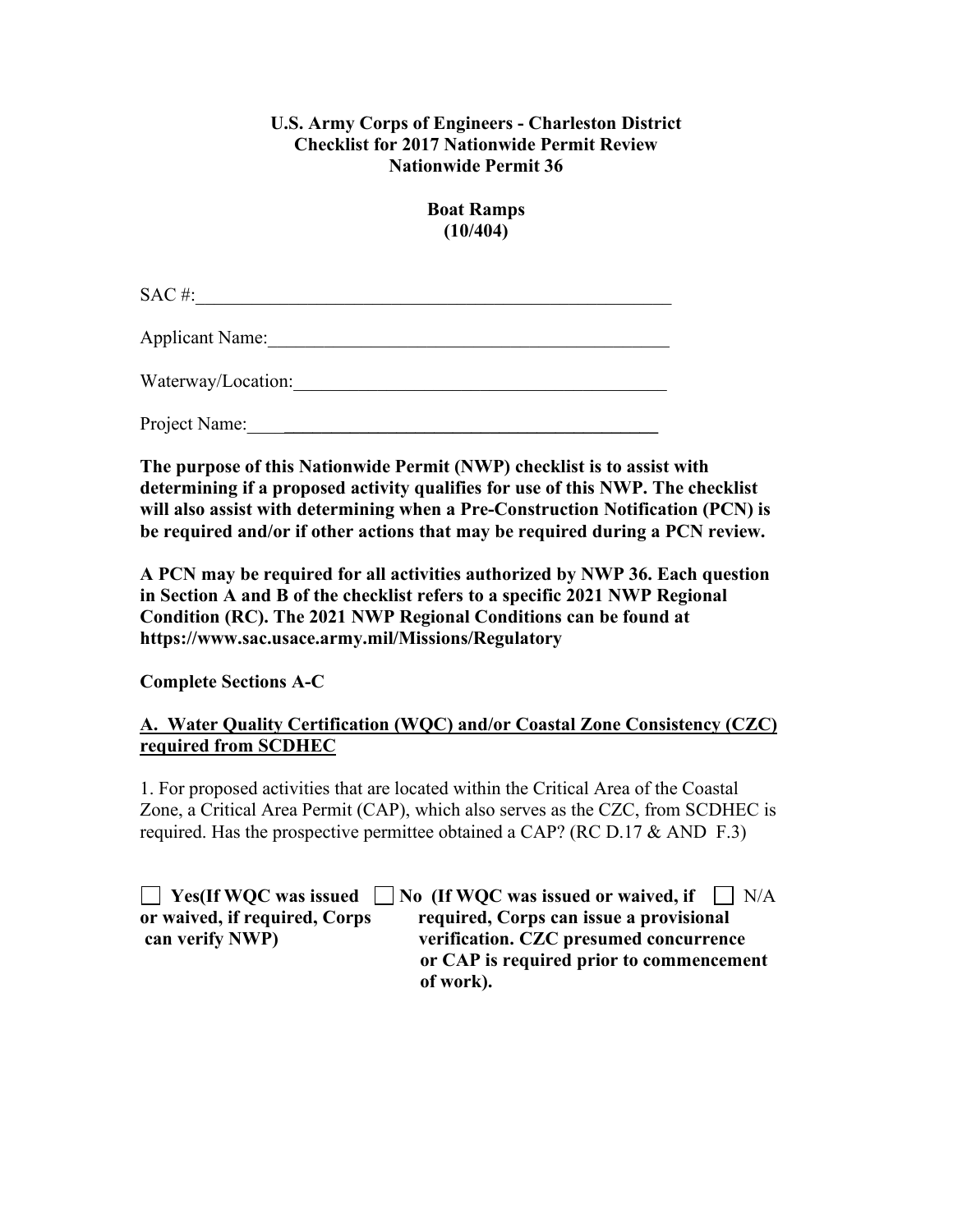**U.S. Army Corps of Engineers - Charleston District**
**Checklist for 2017 Nationwide Permit Review**
**Nationwide Permit 36**

**Boat Ramps**
**(10/404)**

SAC #:\_\_\_\_\_\_\_\_\_\_\_\_\_\_\_\_\_\_\_\_\_\_\_\_\_\_\_\_\_\_\_\_\_\_\_\_\_\_\_\_\_\_\_\_\_\_\_\_\_\_

Applicant Name:\_\_\_\_\_\_\_\_\_\_\_\_\_\_\_\_\_\_\_\_\_\_\_\_\_\_\_\_\_\_\_\_\_\_\_\_\_\_\_\_\_\_

Waterway/Location:\_\_\_\_\_\_\_\_\_\_\_\_\_\_\_\_\_\_\_\_\_\_\_\_\_\_\_\_\_\_\_\_\_\_\_\_\_\_\_\_

Project Name:\_\_\_\_\_\_\_\_\_\_\_\_\_\_\_\_\_\_\_\_\_\_\_\_\_\_\_\_\_\_\_\_\_\_\_\_\_\_\_\_\_\_\_\_

**The purpose of this Nationwide Permit (NWP) checklist is to assist with determining if a proposed activity qualifies for use of this NWP. The checklist will also assist with determining when a Pre-Construction Notification (PCN) is be required and/or if other actions that may be required during a PCN review.**

**A PCN may be required for all activities authorized by NWP 36. Each question in Section A and B of the checklist refers to a specific 2021 NWP Regional Condition (RC). The 2021 NWP Regional Conditions can be found at https://www.sac.usace.army.mil/Missions/Regulatory**

**Complete Sections A-C**

**A. Water Quality Certification (WQC) and/or Coastal Zone Consistency (CZC) required from SCDHEC**

1. For proposed activities that are located within the Critical Area of the Coastal Zone, a Critical Area Permit (CAP), which also serves as the CZC, from SCDHEC is required. Has the prospective permittee obtained a CAP? (RC D.17 & AND F.3)

☐ **Yes(If WQC was issued or waived, if required, Corps can verify NWP)** ☐ **No (If WQC was issued or waived, if required, Corps can issue a provisional verification. CZC presumed concurrence or CAP is required prior to commencement of work).** ☐ N/A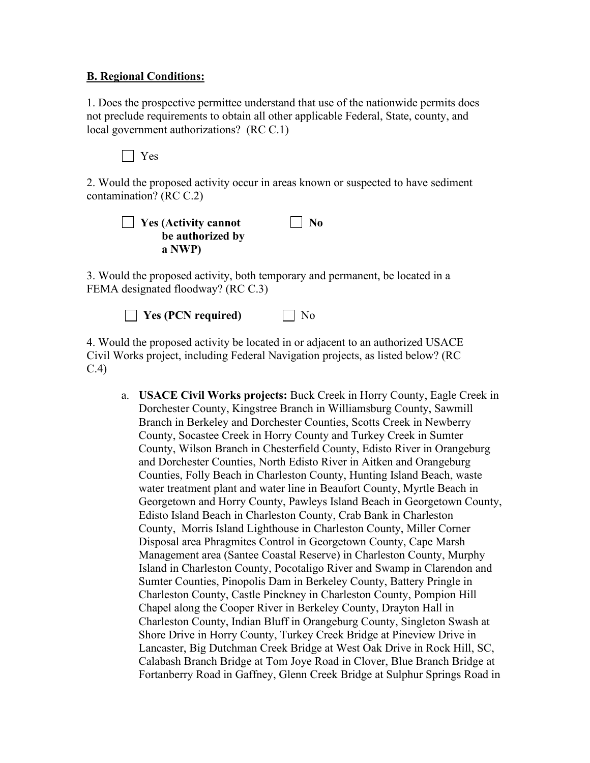**B. Regional Conditions:**

1. Does the prospective permittee understand that use of the nationwide permits does not preclude requirements to obtain all other applicable Federal, State, county, and local government authorizations? (RC C.1)

☐ Yes

2. Would the proposed activity occur in areas known or suspected to have sediment contamination? (RC C.2)

☐ **Yes (Activity cannot be authorized by a NWP)** ☐ **No**

3. Would the proposed activity, both temporary and permanent, be located in a FEMA designated floodway? (RC C.3)

☐ **Yes (PCN required)** ☐ No

4. Would the proposed activity be located in or adjacent to an authorized USACE Civil Works project, including Federal Navigation projects, as listed below? (RC C.4)

a. **USACE Civil Works projects:** Buck Creek in Horry County, Eagle Creek in Dorchester County, Kingstree Branch in Williamsburg County, Sawmill Branch in Berkeley and Dorchester Counties, Scotts Creek in Newberry County, Socastee Creek in Horry County and Turkey Creek in Sumter County, Wilson Branch in Chesterfield County, Edisto River in Orangeburg and Dorchester Counties, North Edisto River in Aitken and Orangeburg Counties, Folly Beach in Charleston County, Hunting Island Beach, waste water treatment plant and water line in Beaufort County, Myrtle Beach in Georgetown and Horry County, Pawleys Island Beach in Georgetown County, Edisto Island Beach in Charleston County, Crab Bank in Charleston County, Morris Island Lighthouse in Charleston County, Miller Corner Disposal area Phragmites Control in Georgetown County, Cape Marsh Management area (Santee Coastal Reserve) in Charleston County, Murphy Island in Charleston County, Pocotaligo River and Swamp in Clarendon and Sumter Counties, Pinopolis Dam in Berkeley County, Battery Pringle in Charleston County, Castle Pinckney in Charleston County, Pompion Hill Chapel along the Cooper River in Berkeley County, Drayton Hall in Charleston County, Indian Bluff in Orangeburg County, Singleton Swash at Shore Drive in Horry County, Turkey Creek Bridge at Pineview Drive in Lancaster, Big Dutchman Creek Bridge at West Oak Drive in Rock Hill, SC, Calabash Branch Bridge at Tom Joye Road in Clover, Blue Branch Bridge at Fortanberry Road in Gaffney, Glenn Creek Bridge at Sulphur Springs Road in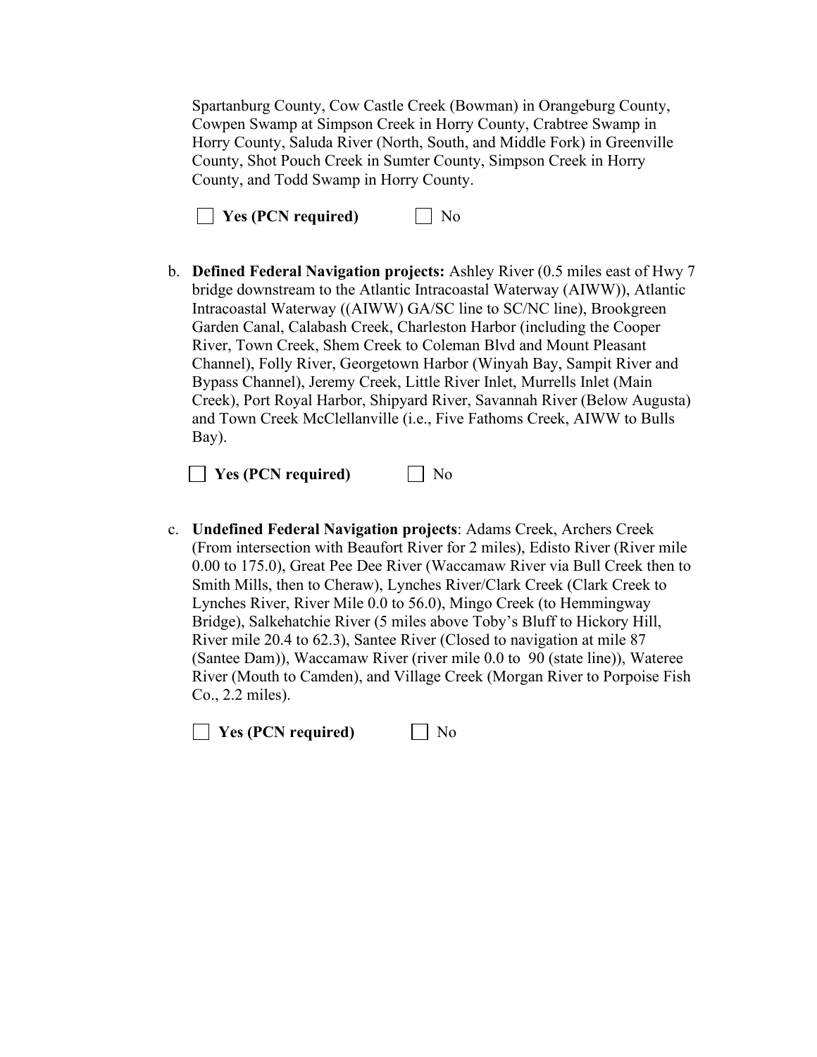Spartanburg County, Cow Castle Creek (Bowman) in Orangeburg County, Cowpen Swamp at Simpson Creek in Horry County, Crabtree Swamp in Horry County, Saluda River (North, South, and Middle Fork) in Greenville County, Shot Pouch Creek in Sumter County, Simpson Creek in Horry County, and Todd Swamp in Horry County.

☐ **Yes (PCN required)** ☐ No

b. **Defined Federal Navigation projects:** Ashley River (0.5 miles east of Hwy 7 bridge downstream to the Atlantic Intracoastal Waterway (AIWW)), Atlantic Intracoastal Waterway ((AIWW) GA/SC line to SC/NC line), Brookgreen Garden Canal, Calabash Creek, Charleston Harbor (including the Cooper River, Town Creek, Shem Creek to Coleman Blvd and Mount Pleasant Channel), Folly River, Georgetown Harbor (Winyah Bay, Sampit River and Bypass Channel), Jeremy Creek, Little River Inlet, Murrells Inlet (Main Creek), Port Royal Harbor, Shipyard River, Savannah River (Below Augusta) and Town Creek McClellanville (i.e., Five Fathoms Creek, AIWW to Bulls Bay).

☐ **Yes (PCN required)** ☐ No

c. **Undefined Federal Navigation projects**: Adams Creek, Archers Creek (From intersection with Beaufort River for 2 miles), Edisto River (River mile 0.00 to 175.0), Great Pee Dee River (Waccamaw River via Bull Creek then to Smith Mills, then to Cheraw), Lynches River/Clark Creek (Clark Creek to Lynches River, River Mile 0.0 to 56.0), Mingo Creek (to Hemmingway Bridge), Salkehatchie River (5 miles above Toby's Bluff to Hickory Hill, River mile 20.4 to 62.3), Santee River (Closed to navigation at mile 87 (Santee Dam)), Waccamaw River (river mile 0.0 to 90 (state line)), Wateree River (Mouth to Camden), and Village Creek (Morgan River to Porpoise Fish Co., 2.2 miles).

☐ **Yes (PCN required)** ☐ No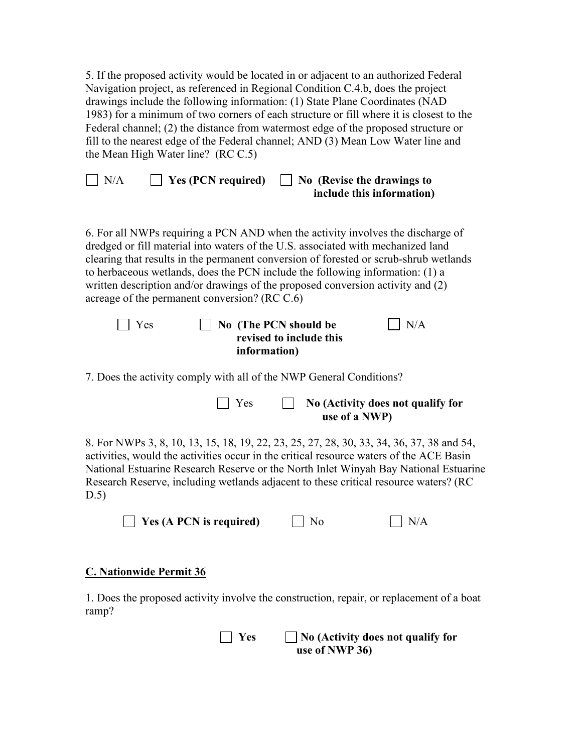5. If the proposed activity would be located in or adjacent to an authorized Federal Navigation project, as referenced in Regional Condition C.4.b, does the project drawings include the following information: (1) State Plane Coordinates (NAD 1983) for a minimum of two corners of each structure or fill where it is closest to the Federal channel; (2) the distance from watermost edge of the proposed structure or fill to the nearest edge of the Federal channel; AND (3) Mean Low Water line and the Mean High Water line? (RC C.5)

☐ N/A ☐ **Yes (PCN required)** ☐ **No (Revise the drawings to include this information)**

6. For all NWPs requiring a PCN AND when the activity involves the discharge of dredged or fill material into waters of the U.S. associated with mechanized land clearing that results in the permanent conversion of forested or scrub-shrub wetlands to herbaceous wetlands, does the PCN include the following information: (1) a written description and/or drawings of the proposed conversion activity and (2) acreage of the permanent conversion? (RC C.6)

☐ Yes ☐ **No (The PCN should be revised to include this information)** ☐ N/A

7. Does the activity comply with all of the NWP General Conditions?

☐ Yes ☐ **No (Activity does not qualify for use of a NWP)**

8. For NWPs 3, 8, 10, 13, 15, 18, 19, 22, 23, 25, 27, 28, 30, 33, 34, 36, 37, 38 and 54, activities, would the activities occur in the critical resource waters of the ACE Basin National Estuarine Research Reserve or the North Inlet Winyah Bay National Estuarine Research Reserve, including wetlands adjacent to these critical resource waters? (RC D.5)

☐ **Yes (A PCN is required)** ☐ No ☐ N/A

## C. Nationwide Permit 36

1. Does the proposed activity involve the construction, repair, or replacement of a boat ramp?

☐ **Yes** ☐ **No (Activity does not qualify for use of NWP 36)**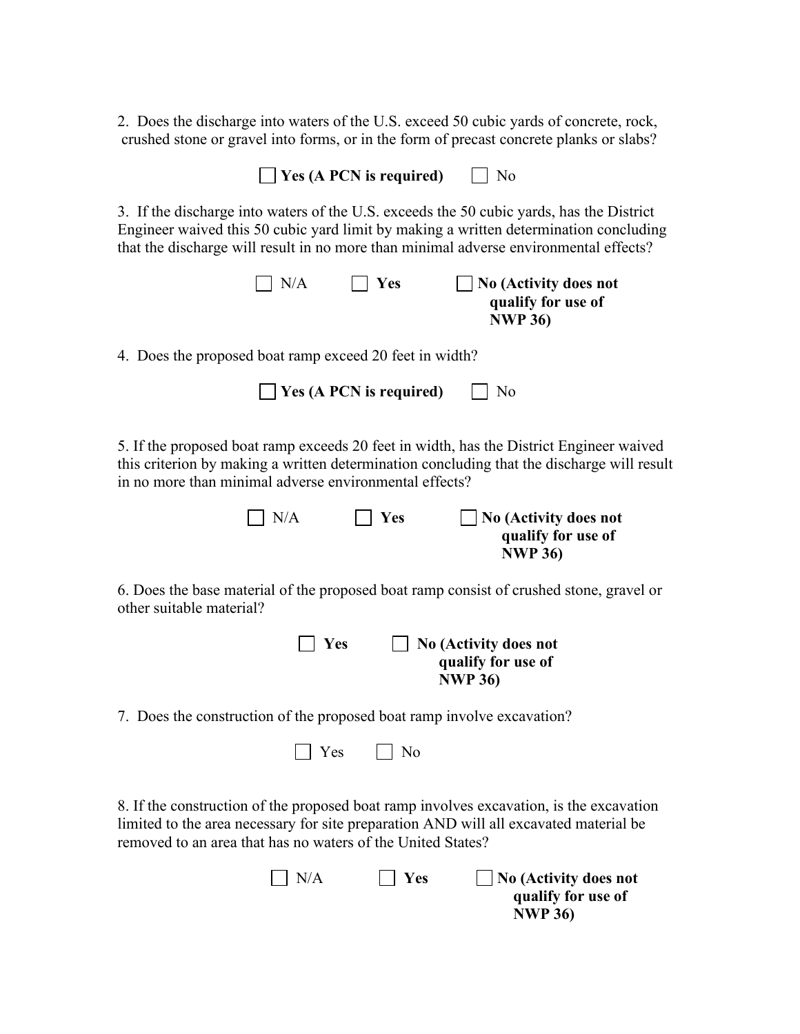2. Does the discharge into waters of the U.S. exceed 50 cubic yards of concrete, rock, crushed stone or gravel into forms, or in the form of precast concrete planks or slabs?

☐ **Yes (A PCN is required)** ☐ No

3. If the discharge into waters of the U.S. exceeds the 50 cubic yards, has the District Engineer waived this 50 cubic yard limit by making a written determination concluding that the discharge will result in no more than minimal adverse environmental effects?

☐ N/A ☐ **Yes** ☐ **No (Activity does not qualify for use of NWP 36)**

4. Does the proposed boat ramp exceed 20 feet in width?

☐ **Yes (A PCN is required)** ☐ No

5. If the proposed boat ramp exceeds 20 feet in width, has the District Engineer waived this criterion by making a written determination concluding that the discharge will result in no more than minimal adverse environmental effects?

☐ N/A ☐ **Yes** ☐ **No (Activity does not qualify for use of NWP 36)**

6. Does the base material of the proposed boat ramp consist of crushed stone, gravel or other suitable material?

☐ **Yes** ☐ **No (Activity does not qualify for use of NWP 36)**

7. Does the construction of the proposed boat ramp involve excavation?

☐ Yes ☐ No

8. If the construction of the proposed boat ramp involves excavation, is the excavation limited to the area necessary for site preparation AND will all excavated material be removed to an area that has no waters of the United States?

☐ N/A ☐ **Yes** ☐ **No (Activity does not qualify for use of NWP 36)**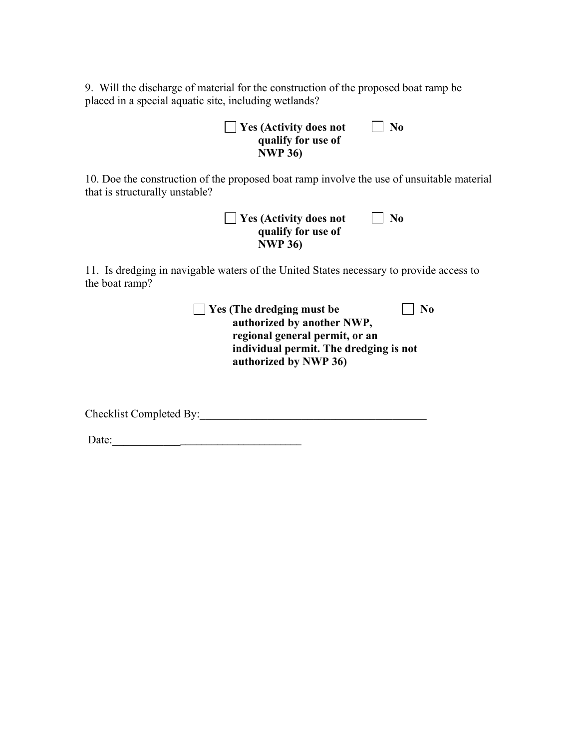9. Will the discharge of material for the construction of the proposed boat ramp be placed in a special aquatic site, including wetlands?

☐ **Yes (Activity does not qualify for use of NWP 36)** ☐ **No**

10. Doe the construction of the proposed boat ramp involve the use of unsuitable material that is structurally unstable?

☐ **Yes (Activity does not qualify for use of NWP 36)** ☐ **No**

11. Is dredging in navigable waters of the United States necessary to provide access to the boat ramp?

☐ **Yes (The dredging must be authorized by another NWP, regional general permit, or an individual permit. The dredging is not authorized by NWP 36)** ☐ **No**

Checklist Completed By:_________________________________________

Date:__________________________________